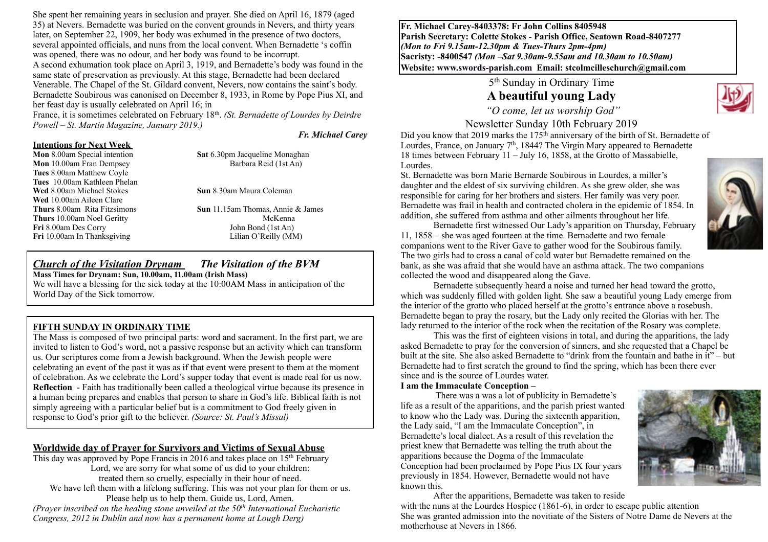She spent her remaining years in seclusion and prayer. She died on April 16, 1879 (aged 35) at Nevers. Bernadette was buried on the convent grounds in Nevers, and thirty years later, on September 22, 1909, her body was exhumed in the presence of two doctors, several appointed officials, and nuns from the local convent. When Bernadette 's coffin was opened, there was no odour, and her body was found to be incorrupt.

A second exhumation took place on April 3, 1919, and Bernadette's body was found in the same state of preservation as previously. At this stage, Bernadette had been declared Venerable. The Chapel of the St. Gildard convent, Nevers, now contains the saint's body. Bernadette Soubirous was canonised on December 8, 1933, in Rome by Pope Pius XI, and her feast day is usually celebrated on April 16; in France, it is sometimes celebrated on February 18th. *(St. Bernadette of Lourdes by Deirdre Powell – St. Martin Magazine, January 2019.)*

***Fr. Michael Carey***

**Intentions for Next Week**

**Mon** 8.00am Special intention
**Mon** 10.00am Fran Dempsey
**Tues** 8.00am Matthew Coyle
**Tues** 10.00am Kathleen Phelan
**Wed** 8.00am Michael Stokes
**Wed** 10.00am Aileen Clare
**Thurs** 8.00am Rita Fitzsimons
**Thurs** 10.00am Noel Geritty
**Fri** 8.00am Des Corry
**Fri** 10.00am In Thanksgiving
**Sat** 6.30pm Jacqueline Monaghan
Barbara Reid (1st An)
**Sun** 8.30am Maura Coleman
**Sun** 11.15am Thomas, Annie & James McKenna
John Bond (1st An)
Lilian O'Reilly (MM)

## *Church of the Visitation Drynam* *The Visitation of the BVM*

**Mass Times for Drynam: Sun, 10.00am, 11.00am (Irish Mass)**

We will have a blessing for the sick today at the 10:00AM Mass in anticipation of the World Day of the Sick tomorrow.

## FIFTH SUNDAY IN ORDINARY TIME

The Mass is composed of two principal parts: word and sacrament. In the first part, we are invited to listen to God's word, not a passive response but an activity which can transform us. Our scriptures come from a Jewish background. When the Jewish people were celebrating an event of the past it was as if that event were present to them at the moment of celebration. As we celebrate the Lord's supper today that event is made real for us now.

**Reflection** - Faith has traditionally been called a theological virtue because its presence in a human being prepares and enables that person to share in God's life. Biblical faith is not simply agreeing with a particular belief but is a commitment to God freely given in response to God's prior gift to the believer. *(Source: St. Paul's Missal)*

## Worldwide day of Prayer for Survivors and Victims of Sexual Abuse

This day was approved by Pope Francis in 2016 and takes place on 15th February

Lord, we are sorry for what some of us did to your children:
treated them so cruelly, especially in their hour of need.
We have left them with a lifelong suffering. This was not your plan for them or us.
Please help us to help them. Guide us, Lord, Amen.

*(Prayer inscribed on the healing stone unveiled at the 50th International Eucharistic Congress, 2012 in Dublin and now has a permanent home at Lough Derg)*

**Fr. Michael Carey-8403378: Fr John Collins 8405948**
**Parish Secretary: Colette Stokes - Parish Office, Seatown Road-8407277**
***(Mon to Fri 9.15am-12.30pm & Tues-Thurs 2pm-4pm)***
**Sacristy: -8400547** ***(Mon –Sat 9.30am-9.55am and 10.30am to 10.50am)***
**Website: www.swords-parish.com Email: stcolmcilleschurch@gmail.com**

5th Sunday in Ordinary Time

# A beautiful young Lady

*"O come, let us worship God"*

Newsletter Sunday 10th February 2019

Did you know that 2019 marks the 175th anniversary of the birth of St. Bernadette of Lourdes, France, on January 7th, 1844? The Virgin Mary appeared to Bernadette 18 times between February 11 – July 16, 1858, at the Grotto of Massabielle, Lourdes.

St. Bernadette was born Marie Bernarde Soubirous in Lourdes, a miller's daughter and the eldest of six surviving children. As she grew older, she was responsible for caring for her brothers and sisters. Her family was very poor. Bernadette was frail in health and contracted cholera in the epidemic of 1854. In addition, she suffered from asthma and other ailments throughout her life.

Bernadette first witnessed Our Lady's apparition on Thursday, February 11, 1858 – she was aged fourteen at the time. Bernadette and two female companions went to the River Gave to gather wood for the Soubirous family. The two girls had to cross a canal of cold water but Bernadette remained on the bank, as she was afraid that she would have an asthma attack. The two companions collected the wood and disappeared along the Gave.

Bernadette subsequently heard a noise and turned her head toward the grotto, which was suddenly filled with golden light. She saw a beautiful young Lady emerge from the interior of the grotto who placed herself at the grotto's entrance above a rosebush. Bernadette began to pray the rosary, but the Lady only recited the Glorias with her. The lady returned to the interior of the rock when the recitation of the Rosary was complete.

This was the first of eighteen visions in total, and during the apparitions, the lady asked Bernadette to pray for the conversion of sinners, and she requested that a Chapel be built at the site. She also asked Bernadette to "drink from the fountain and bathe in it" – but Bernadette had to first scratch the ground to find the spring, which has been there ever since and is the source of Lourdes water.

**I am the Immaculate Conception –**

There was a was a lot of publicity in Bernadette's life as a result of the apparitions, and the parish priest wanted to know who the Lady was. During the sixteenth apparition, the Lady said, "I am the Immaculate Conception", in Bernadette's local dialect. As a result of this revelation the priest knew that Bernadette was telling the truth about the apparitions because the Dogma of the Immaculate Conception had been proclaimed by Pope Pius IX four years previously in 1854. However, Bernadette would not have known this.

After the apparitions, Bernadette was taken to reside with the nuns at the Lourdes Hospice (1861-6), in order to escape public attention. She was granted admission into the novitiate of the Sisters of Notre Dame de Nevers at the motherhouse at Nevers in 1866.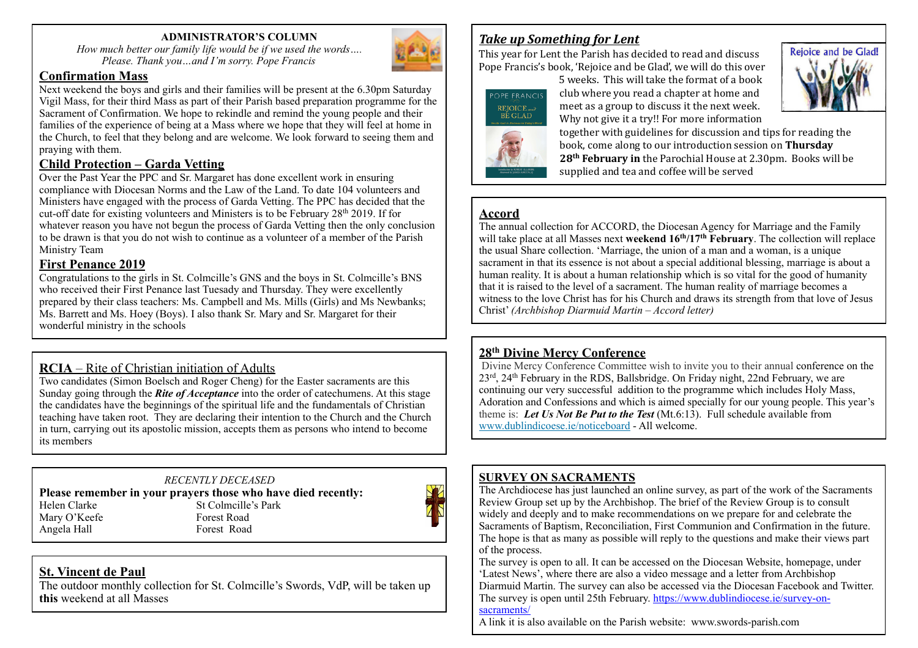**ADMINISTRATOR'S COLUMN**

*How much better our family life would be if we used the words…. Please. Thank you…and I'm sorry. Pope Francis*

## Confirmation Mass

Next weekend the boys and girls and their families will be present at the 6.30pm Saturday Vigil Mass, for their third Mass as part of their Parish based preparation programme for the Sacrament of Confirmation. We hope to rekindle and remind the young people and their families of the experience of being at a Mass where we hope that they will feel at home in the Church, to feel that they belong and are welcome. We look forward to seeing them and praying with them.

## Child Protection – Garda Vetting

Over the Past Year the PPC and Sr. Margaret has done excellent work in ensuring compliance with Diocesan Norms and the Law of the Land. To date 104 volunteers and Ministers have engaged with the process of Garda Vetting. The PPC has decided that the cut-off date for existing volunteers and Ministers is to be February 28th 2019. If for whatever reason you have not begun the process of Garda Vetting then the only conclusion to be drawn is that you do not wish to continue as a volunteer of a member of the Parish Ministry Team

## First Penance 2019

Congratulations to the girls in St. Colmcille's GNS and the boys in St. Colmcille's BNS who received their First Penance last Tuesady and Thursday. They were excellently prepared by their class teachers: Ms. Campbell and Ms. Mills (Girls) and Ms Newbanks; Ms. Barrett and Ms. Hoey (Boys). I also thank Sr. Mary and Sr. Margaret for their wonderful ministry in the schools

## RCIA – Rite of Christian initiation of Adults

Two candidates (Simon Boelsch and Roger Cheng) for the Easter sacraments are this Sunday going through the ***Rite of Acceptance*** into the order of catechumens. At this stage the candidates have the beginnings of the spiritual life and the fundamentals of Christian teaching have taken root. They are declaring their intention to the Church and the Church in turn, carrying out its apostolic mission, accepts them as persons who intend to become its members

*RECENTLY DECEASED*

**Please remember in your prayers those who have died recently:**

| | |
|---|---|
| Helen Clarke | St Colmcille's Park |
| Mary O'Keefe | Forest Road |
| Angela Hall | Forest Road |

## St. Vincent de Paul

The outdoor monthly collection for St. Colmcille's Swords, VdP, will be taken up **this** weekend at all Masses

## *Take up Something for Lent*

This year for Lent the Parish has decided to read and discuss Pope Francis's book, 'Rejoice and be Glad', we will do this over 5 weeks. This will take the format of a book club where you read a chapter at home and meet as a group to discuss it the next week. Why not give it a try!! For more information together with guidelines for discussion and tips for reading the book, come along to our introduction session on **Thursday 28th February in** the Parochial House at 2.30pm. Books will be supplied and tea and coffee will be served

## Accord

The annual collection for ACCORD, the Diocesan Agency for Marriage and the Family will take place at all Masses next **weekend 16th/17th February**. The collection will replace the usual Share collection. 'Marriage, the union of a man and a woman, is a unique sacrament in that its essence is not about a special additional blessing, marriage is about a human reality. It is about a human relationship which is so vital for the good of humanity that it is raised to the level of a sacrament. The human reality of marriage becomes a witness to the love Christ has for his Church and draws its strength from that love of Jesus Christ' *(Archbishop Diarmuid Martin – Accord letter)*

## 28th Divine Mercy Conference

Divine Mercy Conference Committee wish to invite you to their annual conference on the 23rd, 24th February in the RDS, Ballsbridge. On Friday night, 22nd February, we are continuing our very successful addition to the programme which includes Holy Mass, Adoration and Confessions and which is aimed specially for our young people. This year's theme is: ***Let Us Not Be Put to the Test*** (Mt.6:13). Full schedule available from www.dublindicoese.ie/noticeboard - All welcome.

## SURVEY ON SACRAMENTS

The Archdiocese has just launched an online survey, as part of the work of the Sacraments Review Group set up by the Archbishop. The brief of the Review Group is to consult widely and deeply and to make recommendations on we prepare for and celebrate the Sacraments of Baptism, Reconciliation, First Communion and Confirmation in the future. The hope is that as many as possible will reply to the questions and make their views part of the process.

The survey is open to all. It can be accessed on the Diocesan Website, homepage, under 'Latest News', where there are also a video message and a letter from Archbishop Diarmuid Martin. The survey can also be accessed via the Diocesan Facebook and Twitter. The survey is open until 25th February. https://www.dublindiocese.ie/survey-on-sacraments/

A link it is also available on the Parish website: www.swords-parish.com